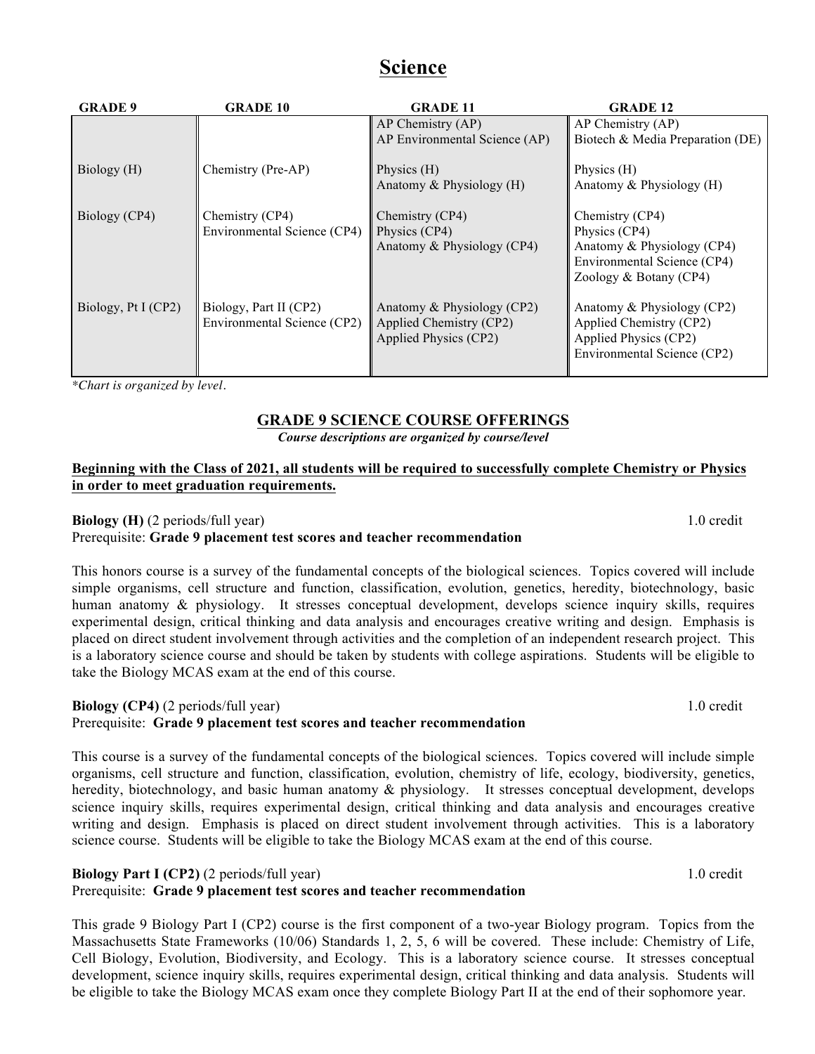# Science

| GRADE 9 | GRADE 10 | GRADE 11 | GRADE 12 |
|---|---|---|---|
| | | AP Chemistry (AP)<br>AP Environmental Science (AP) | AP Chemistry (AP)<br>Biotech & Media Preparation (DE) |
| Biology (H) | Chemistry (Pre-AP) | Physics (H)<br>Anatomy & Physiology (H) | Physics (H)<br>Anatomy & Physiology (H) |
| Biology (CP4) | Chemistry (CP4)<br>Environmental Science (CP4) | Chemistry (CP4)<br>Physics (CP4)<br>Anatomy & Physiology (CP4) | Chemistry (CP4)<br>Physics (CP4)<br>Anatomy & Physiology (CP4)<br>Environmental Science (CP4)<br>Zoology & Botany (CP4) |
| Biology, Pt I (CP2) | Biology, Part II (CP2)<br>Environmental Science (CP2) | Anatomy & Physiology (CP2)<br>Applied Chemistry (CP2)<br>Applied Physics (CP2) | Anatomy & Physiology (CP2)<br>Applied Chemistry (CP2)<br>Applied Physics (CP2)<br>Environmental Science (CP2) |

*\*Chart is organized by level.*

## GRADE 9 SCIENCE COURSE OFFERINGS

***Course descriptions are organized by course/level***

**Beginning with the Class of 2021, all students will be required to successfully complete Chemistry or Physics in order to meet graduation requirements.**

**Biology (H)** (2 periods/full year) 1.0 credit
Prerequisite: **Grade 9 placement test scores and teacher recommendation**

This honors course is a survey of the fundamental concepts of the biological sciences. Topics covered will include simple organisms, cell structure and function, classification, evolution, genetics, heredity, biotechnology, basic human anatomy & physiology. It stresses conceptual development, develops science inquiry skills, requires experimental design, critical thinking and data analysis and encourages creative writing and design. Emphasis is placed on direct student involvement through activities and the completion of an independent research project. This is a laboratory science course and should be taken by students with college aspirations. Students will be eligible to take the Biology MCAS exam at the end of this course.

**Biology (CP4)** (2 periods/full year) 1.0 credit
Prerequisite: **Grade 9 placement test scores and teacher recommendation**

This course is a survey of the fundamental concepts of the biological sciences. Topics covered will include simple organisms, cell structure and function, classification, evolution, chemistry of life, ecology, biodiversity, genetics, heredity, biotechnology, and basic human anatomy & physiology. It stresses conceptual development, develops science inquiry skills, requires experimental design, critical thinking and data analysis and encourages creative writing and design. Emphasis is placed on direct student involvement through activities. This is a laboratory science course. Students will be eligible to take the Biology MCAS exam at the end of this course.

**Biology Part I (CP2)** (2 periods/full year) 1.0 credit
Prerequisite: **Grade 9 placement test scores and teacher recommendation**

This grade 9 Biology Part I (CP2) course is the first component of a two-year Biology program. Topics from the Massachusetts State Frameworks (10/06) Standards 1, 2, 5, 6 will be covered. These include: Chemistry of Life, Cell Biology, Evolution, Biodiversity, and Ecology. This is a laboratory science course. It stresses conceptual development, science inquiry skills, requires experimental design, critical thinking and data analysis. Students will be eligible to take the Biology MCAS exam once they complete Biology Part II at the end of their sophomore year.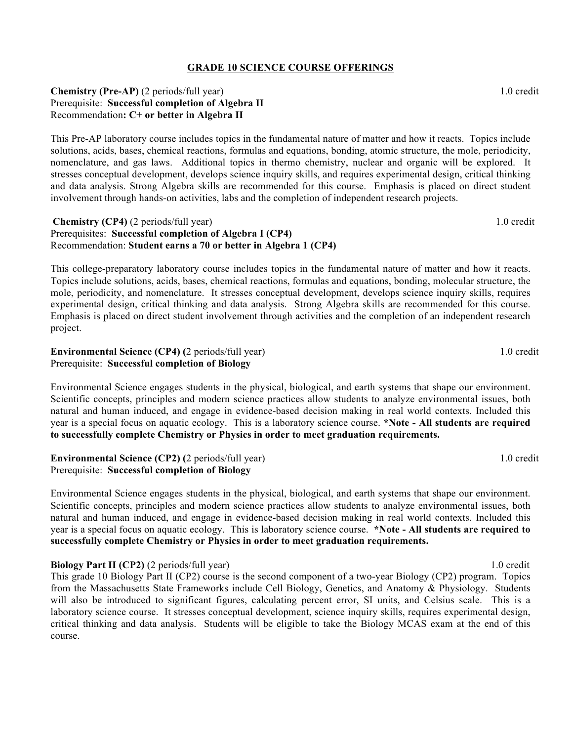## GRADE 10 SCIENCE COURSE OFFERINGS

**Chemistry (Pre-AP)** (2 periods/full year) 1.0 credit
Prerequisite: **Successful completion of Algebra II**
Recommendation**: C+ or better in Algebra II**

This Pre-AP laboratory course includes topics in the fundamental nature of matter and how it reacts. Topics include solutions, acids, bases, chemical reactions, formulas and equations, bonding, atomic structure, the mole, periodicity, nomenclature, and gas laws. Additional topics in thermo chemistry, nuclear and organic will be explored. It stresses conceptual development, develops science inquiry skills, and requires experimental design, critical thinking and data analysis. Strong Algebra skills are recommended for this course. Emphasis is placed on direct student involvement through hands-on activities, labs and the completion of independent research projects.

**Chemistry (CP4)** (2 periods/full year) 1.0 credit
Prerequisites: **Successful completion of Algebra I (CP4)**
Recommendation: **Student earns a 70 or better in Algebra 1 (CP4)**

This college-preparatory laboratory course includes topics in the fundamental nature of matter and how it reacts. Topics include solutions, acids, bases, chemical reactions, formulas and equations, bonding, molecular structure, the mole, periodicity, and nomenclature. It stresses conceptual development, develops science inquiry skills, requires experimental design, critical thinking and data analysis. Strong Algebra skills are recommended for this course. Emphasis is placed on direct student involvement through activities and the completion of an independent research project.

**Environmental Science (CP4) (**2 periods/full year) 1.0 credit
Prerequisite: **Successful completion of Biology**

Environmental Science engages students in the physical, biological, and earth systems that shape our environment. Scientific concepts, principles and modern science practices allow students to analyze environmental issues, both natural and human induced, and engage in evidence-based decision making in real world contexts. Included this year is a special focus on aquatic ecology. This is a laboratory science course. ***Note - All students are required to successfully complete Chemistry or Physics in order to meet graduation requirements.**

**Environmental Science (CP2) (**2 periods/full year) 1.0 credit
Prerequisite: **Successful completion of Biology**

Environmental Science engages students in the physical, biological, and earth systems that shape our environment. Scientific concepts, principles and modern science practices allow students to analyze environmental issues, both natural and human induced, and engage in evidence-based decision making in real world contexts. Included this year is a special focus on aquatic ecology. This is laboratory science course. ***Note - All students are required to successfully complete Chemistry or Physics in order to meet graduation requirements.**

**Biology Part II (CP2)** (2 periods/full year) 1.0 credit
This grade 10 Biology Part II (CP2) course is the second component of a two-year Biology (CP2) program. Topics from the Massachusetts State Frameworks include Cell Biology, Genetics, and Anatomy & Physiology. Students will also be introduced to significant figures, calculating percent error, SI units, and Celsius scale. This is a laboratory science course. It stresses conceptual development, science inquiry skills, requires experimental design, critical thinking and data analysis. Students will be eligible to take the Biology MCAS exam at the end of this course.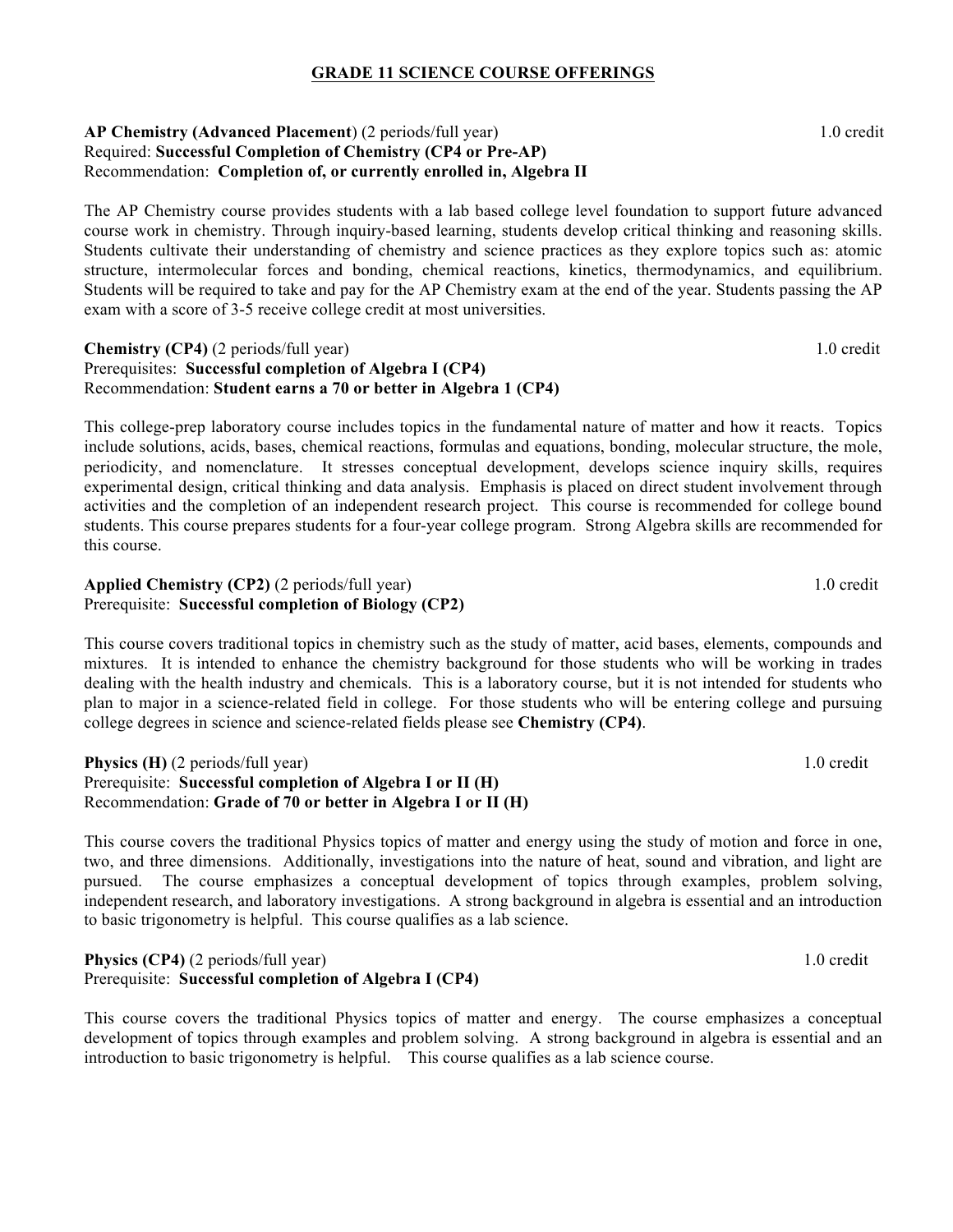## GRADE 11 SCIENCE COURSE OFFERINGS

**AP Chemistry (Advanced Placement**) (2 periods/full year) 1.0 credit
Required: **Successful Completion of Chemistry (CP4 or Pre-AP)**
Recommendation: **Completion of, or currently enrolled in, Algebra II**

The AP Chemistry course provides students with a lab based college level foundation to support future advanced course work in chemistry. Through inquiry-based learning, students develop critical thinking and reasoning skills. Students cultivate their understanding of chemistry and science practices as they explore topics such as: atomic structure, intermolecular forces and bonding, chemical reactions, kinetics, thermodynamics, and equilibrium. Students will be required to take and pay for the AP Chemistry exam at the end of the year. Students passing the AP exam with a score of 3-5 receive college credit at most universities.

**Chemistry (CP4)** (2 periods/full year) 1.0 credit
Prerequisites: **Successful completion of Algebra I (CP4)**
Recommendation: **Student earns a 70 or better in Algebra 1 (CP4)**

This college-prep laboratory course includes topics in the fundamental nature of matter and how it reacts. Topics include solutions, acids, bases, chemical reactions, formulas and equations, bonding, molecular structure, the mole, periodicity, and nomenclature. It stresses conceptual development, develops science inquiry skills, requires experimental design, critical thinking and data analysis. Emphasis is placed on direct student involvement through activities and the completion of an independent research project. This course is recommended for college bound students. This course prepares students for a four-year college program. Strong Algebra skills are recommended for this course.

**Applied Chemistry (CP2)** (2 periods/full year) 1.0 credit
Prerequisite: **Successful completion of Biology (CP2)**

This course covers traditional topics in chemistry such as the study of matter, acid bases, elements, compounds and mixtures. It is intended to enhance the chemistry background for those students who will be working in trades dealing with the health industry and chemicals. This is a laboratory course, but it is not intended for students who plan to major in a science-related field in college. For those students who will be entering college and pursuing college degrees in science and science-related fields please see **Chemistry (CP4)**.

**Physics (H)** (2 periods/full year) 1.0 credit
Prerequisite: **Successful completion of Algebra I or II (H)**
Recommendation: **Grade of 70 or better in Algebra I or II (H)**

This course covers the traditional Physics topics of matter and energy using the study of motion and force in one, two, and three dimensions. Additionally, investigations into the nature of heat, sound and vibration, and light are pursued. The course emphasizes a conceptual development of topics through examples, problem solving, independent research, and laboratory investigations. A strong background in algebra is essential and an introduction to basic trigonometry is helpful. This course qualifies as a lab science.

**Physics (CP4)** (2 periods/full year) 1.0 credit
Prerequisite: **Successful completion of Algebra I (CP4)**

This course covers the traditional Physics topics of matter and energy. The course emphasizes a conceptual development of topics through examples and problem solving. A strong background in algebra is essential and an introduction to basic trigonometry is helpful. This course qualifies as a lab science course.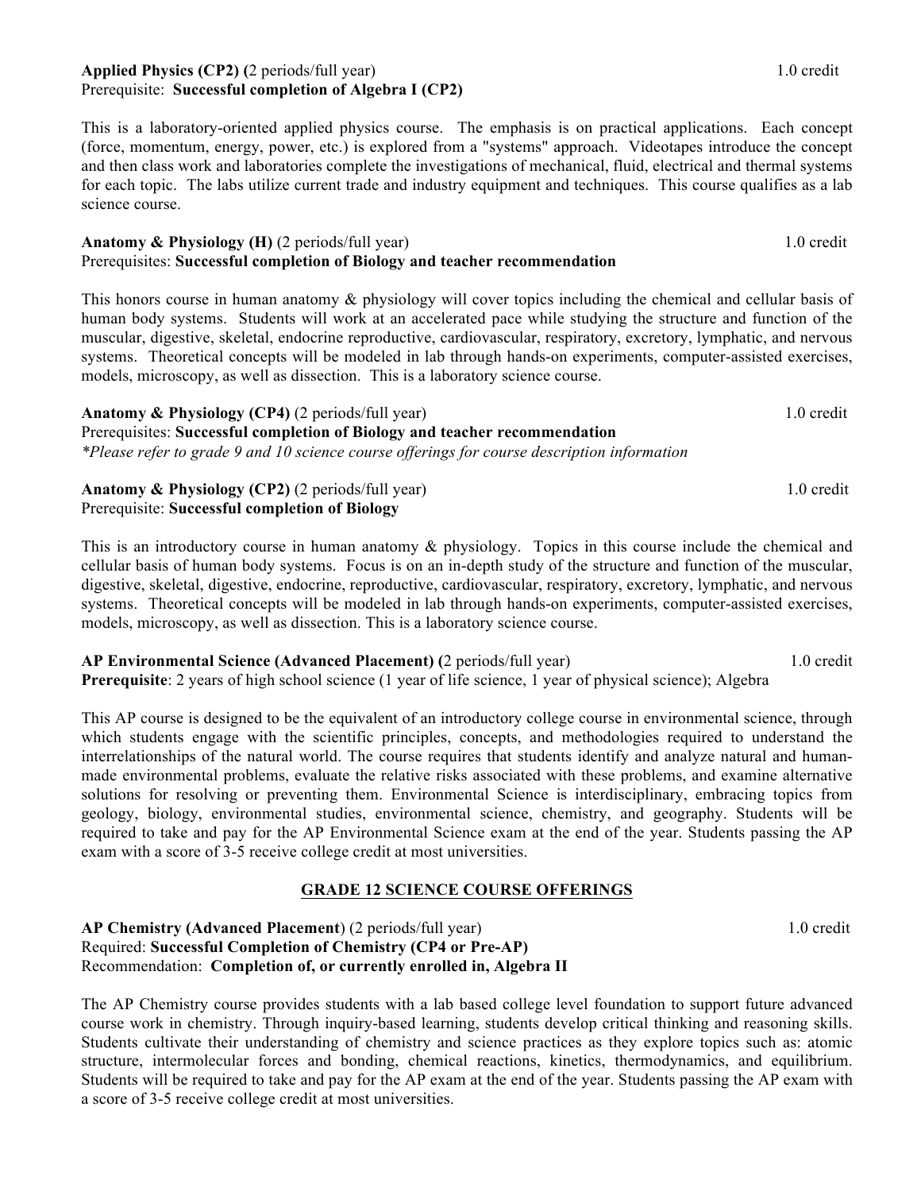**Applied Physics (CP2)** (2 periods/full year) 1.0 credit
Prerequisite: **Successful completion of Algebra I (CP2)**

This is a laboratory-oriented applied physics course. The emphasis is on practical applications. Each concept (force, momentum, energy, power, etc.) is explored from a "systems" approach. Videotapes introduce the concept and then class work and laboratories complete the investigations of mechanical, fluid, electrical and thermal systems for each topic. The labs utilize current trade and industry equipment and techniques. This course qualifies as a lab science course.

**Anatomy & Physiology (H)** (2 periods/full year) 1.0 credit
Prerequisites: **Successful completion of Biology and teacher recommendation**

This honors course in human anatomy & physiology will cover topics including the chemical and cellular basis of human body systems. Students will work at an accelerated pace while studying the structure and function of the muscular, digestive, skeletal, endocrine reproductive, cardiovascular, respiratory, excretory, lymphatic, and nervous systems. Theoretical concepts will be modeled in lab through hands-on experiments, computer-assisted exercises, models, microscopy, as well as dissection. This is a laboratory science course.

**Anatomy & Physiology (CP4)** (2 periods/full year) 1.0 credit
Prerequisites: **Successful completion of Biology and teacher recommendation**
*\*Please refer to grade 9 and 10 science course offerings for course description information*

**Anatomy & Physiology (CP2)** (2 periods/full year) 1.0 credit
Prerequisite: **Successful completion of Biology**

This is an introductory course in human anatomy & physiology. Topics in this course include the chemical and cellular basis of human body systems. Focus is on an in-depth study of the structure and function of the muscular, skeletal, digestive, endocrine, reproductive, cardiovascular, respiratory, excretory, lymphatic, and nervous systems. Theoretical concepts will be modeled in lab through hands-on experiments, computer-assisted exercises, models, microscopy, as well as dissection. This is a laboratory science course.

**AP Environmental Science (Advanced Placement)** (2 periods/full year) 1.0 credit
**Prerequisite**: 2 years of high school science (1 year of life science, 1 year of physical science); Algebra

This AP course is designed to be the equivalent of an introductory college course in environmental science, through which students engage with the scientific principles, concepts, and methodologies required to understand the interrelationships of the natural world. The course requires that students identify and analyze natural and human-made environmental problems, evaluate the relative risks associated with these problems, and examine alternative solutions for resolving or preventing them. Environmental Science is interdisciplinary, embracing topics from geology, biology, environmental studies, environmental science, chemistry, and geography. Students will be required to take and pay for the AP Environmental Science exam at the end of the year. Students passing the AP exam with a score of 3-5 receive college credit at most universities.

## GRADE 12 SCIENCE COURSE OFFERINGS

**AP Chemistry (Advanced Placement)** (2 periods/full year) 1.0 credit
Required: **Successful Completion of Chemistry (CP4 or Pre-AP)**
Recommendation: **Completion of, or currently enrolled in, Algebra II**

The AP Chemistry course provides students with a lab based college level foundation to support future advanced course work in chemistry. Through inquiry-based learning, students develop critical thinking and reasoning skills. Students cultivate their understanding of chemistry and science practices as they explore topics such as: atomic structure, intermolecular forces and bonding, chemical reactions, kinetics, thermodynamics, and equilibrium. Students will be required to take and pay for the AP exam at the end of the year. Students passing the AP exam with a score of 3-5 receive college credit at most universities.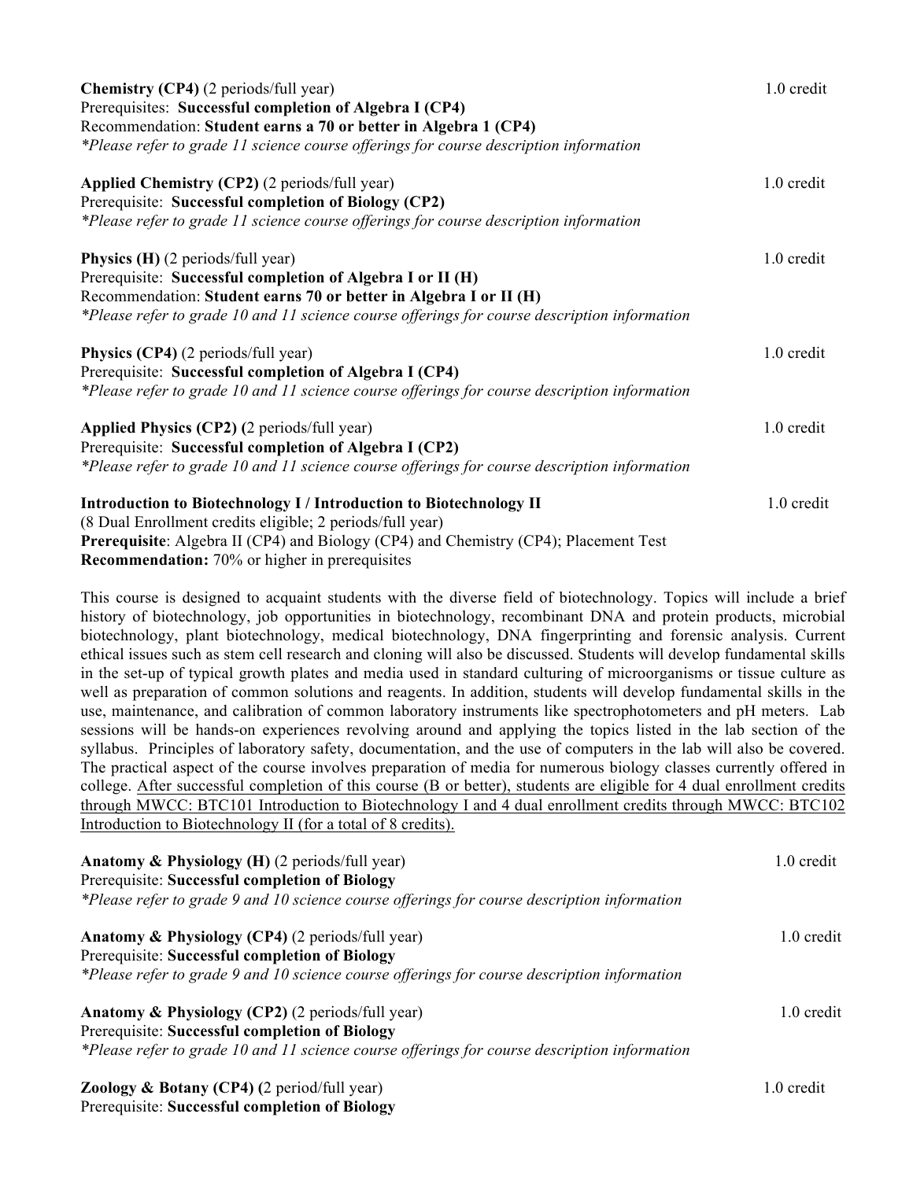**Chemistry (CP4)** (2 periods/full year) 1.0 credit
Prerequisites: **Successful completion of Algebra I (CP4)**
Recommendation: **Student earns a 70 or better in Algebra 1 (CP4)**
*\*Please refer to grade 11 science course offerings for course description information*

**Applied Chemistry (CP2)** (2 periods/full year) 1.0 credit
Prerequisite: **Successful completion of Biology (CP2)**
*\*Please refer to grade 11 science course offerings for course description information*

**Physics (H)** (2 periods/full year) 1.0 credit
Prerequisite: **Successful completion of Algebra I or II (H)**
Recommendation: **Student earns 70 or better in Algebra I or II (H)**
*\*Please refer to grade 10 and 11 science course offerings for course description information*

**Physics (CP4)** (2 periods/full year) 1.0 credit
Prerequisite: **Successful completion of Algebra I (CP4)**
*\*Please refer to grade 10 and 11 science course offerings for course description information*

**Applied Physics (CP2) (**2 periods/full year) 1.0 credit
Prerequisite: **Successful completion of Algebra I (CP2)**
*\*Please refer to grade 10 and 11 science course offerings for course description information*

**Introduction to Biotechnology I / Introduction to Biotechnology II** 1.0 credit
(8 Dual Enrollment credits eligible; 2 periods/full year)
**Prerequisite**: Algebra II (CP4) and Biology (CP4) and Chemistry (CP4); Placement Test
**Recommendation:** 70% or higher in prerequisites

This course is designed to acquaint students with the diverse field of biotechnology. Topics will include a brief history of biotechnology, job opportunities in biotechnology, recombinant DNA and protein products, microbial biotechnology, plant biotechnology, medical biotechnology, DNA fingerprinting and forensic analysis. Current ethical issues such as stem cell research and cloning will also be discussed. Students will develop fundamental skills in the set-up of typical growth plates and media used in standard culturing of microorganisms or tissue culture as well as preparation of common solutions and reagents. In addition, students will develop fundamental skills in the use, maintenance, and calibration of common laboratory instruments like spectrophotometers and pH meters. Lab sessions will be hands-on experiences revolving around and applying the topics listed in the lab section of the syllabus. Principles of laboratory safety, documentation, and the use of computers in the lab will also be covered. The practical aspect of the course involves preparation of media for numerous biology classes currently offered in college. <u>After successful completion of this course (B or better), students are eligible for 4 dual enrollment credits through MWCC: BTC101 Introduction to Biotechnology I and 4 dual enrollment credits through MWCC: BTC102 Introduction to Biotechnology II (for a total of 8 credits).</u>

**Anatomy & Physiology (H)** (2 periods/full year) 1.0 credit
Prerequisite: **Successful completion of Biology**
*\*Please refer to grade 9 and 10 science course offerings for course description information*

**Anatomy & Physiology (CP4)** (2 periods/full year) 1.0 credit
Prerequisite: **Successful completion of Biology**
*\*Please refer to grade 9 and 10 science course offerings for course description information*

**Anatomy & Physiology (CP2)** (2 periods/full year) 1.0 credit
Prerequisite: **Successful completion of Biology**
*\*Please refer to grade 10 and 11 science course offerings for course description information*

**Zoology & Botany (CP4) (**2 period/full year) 1.0 credit
Prerequisite: **Successful completion of Biology**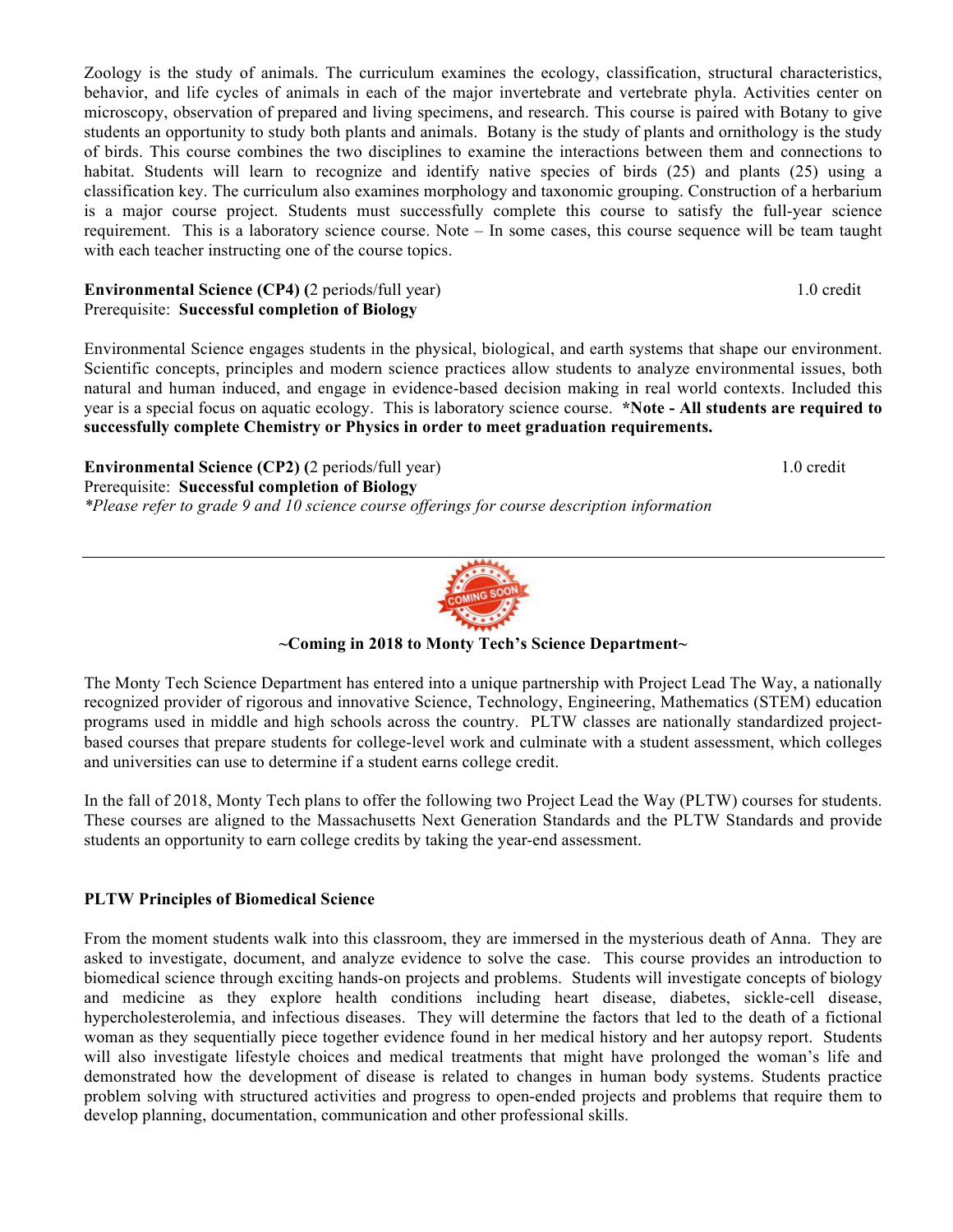Zoology is the study of animals. The curriculum examines the ecology, classification, structural characteristics, behavior, and life cycles of animals in each of the major invertebrate and vertebrate phyla. Activities center on microscopy, observation of prepared and living specimens, and research. This course is paired with Botany to give students an opportunity to study both plants and animals. Botany is the study of plants and ornithology is the study of birds. This course combines the two disciplines to examine the interactions between them and connections to habitat. Students will learn to recognize and identify native species of birds (25) and plants (25) using a classification key. The curriculum also examines morphology and taxonomic grouping. Construction of a herbarium is a major course project. Students must successfully complete this course to satisfy the full-year science requirement. This is a laboratory science course. Note – In some cases, this course sequence will be team taught with each teacher instructing one of the course topics.

**Environmental Science (CP4) (**2 periods/full year) 1.0 credit
Prerequisite: **Successful completion of Biology**

Environmental Science engages students in the physical, biological, and earth systems that shape our environment. Scientific concepts, principles and modern science practices allow students to analyze environmental issues, both natural and human induced, and engage in evidence-based decision making in real world contexts. Included this year is a special focus on aquatic ecology. This is laboratory science course. **\*Note - All students are required to successfully complete Chemistry or Physics in order to meet graduation requirements.**

**Environmental Science (CP2) (**2 periods/full year) 1.0 credit
Prerequisite: **Successful completion of Biology**
*\*Please refer to grade 9 and 10 science course offerings for course description information*

---

COMING SOON

**~Coming in 2018 to Monty Tech's Science Department~**

The Monty Tech Science Department has entered into a unique partnership with Project Lead The Way, a nationally recognized provider of rigorous and innovative Science, Technology, Engineering, Mathematics (STEM) education programs used in middle and high schools across the country. PLTW classes are nationally standardized project-based courses that prepare students for college-level work and culminate with a student assessment, which colleges and universities can use to determine if a student earns college credit.

In the fall of 2018, Monty Tech plans to offer the following two Project Lead the Way (PLTW) courses for students. These courses are aligned to the Massachusetts Next Generation Standards and the PLTW Standards and provide students an opportunity to earn college credits by taking the year-end assessment.

**PLTW Principles of Biomedical Science**

From the moment students walk into this classroom, they are immersed in the mysterious death of Anna. They are asked to investigate, document, and analyze evidence to solve the case. This course provides an introduction to biomedical science through exciting hands-on projects and problems. Students will investigate concepts of biology and medicine as they explore health conditions including heart disease, diabetes, sickle-cell disease, hypercholesterolemia, and infectious diseases. They will determine the factors that led to the death of a fictional woman as they sequentially piece together evidence found in her medical history and her autopsy report. Students will also investigate lifestyle choices and medical treatments that might have prolonged the woman's life and demonstrated how the development of disease is related to changes in human body systems. Students practice problem solving with structured activities and progress to open-ended projects and problems that require them to develop planning, documentation, communication and other professional skills.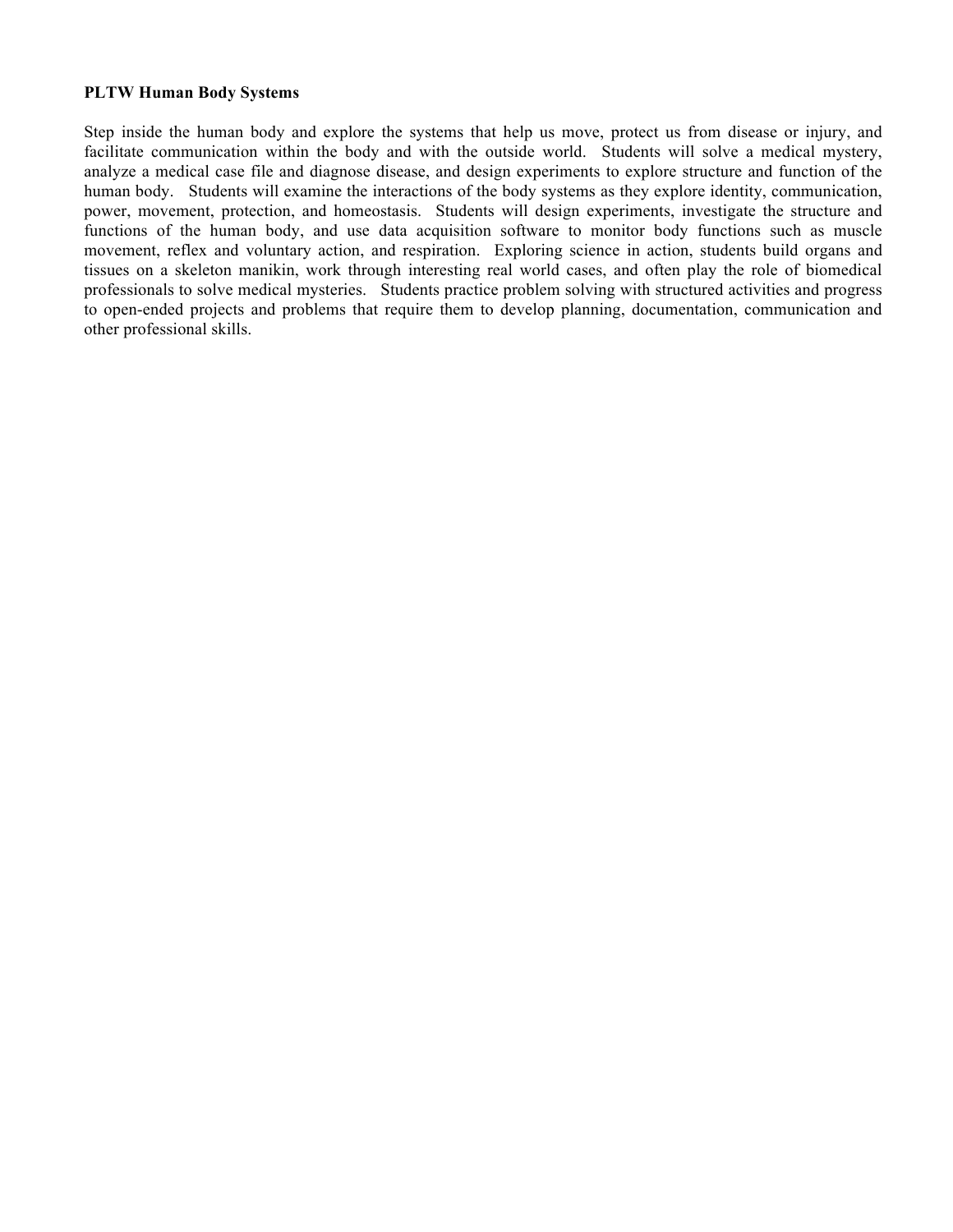**PLTW Human Body Systems**

Step inside the human body and explore the systems that help us move, protect us from disease or injury, and facilitate communication within the body and with the outside world. Students will solve a medical mystery, analyze a medical case file and diagnose disease, and design experiments to explore structure and function of the human body. Students will examine the interactions of the body systems as they explore identity, communication, power, movement, protection, and homeostasis. Students will design experiments, investigate the structure and functions of the human body, and use data acquisition software to monitor body functions such as muscle movement, reflex and voluntary action, and respiration. Exploring science in action, students build organs and tissues on a skeleton manikin, work through interesting real world cases, and often play the role of biomedical professionals to solve medical mysteries. Students practice problem solving with structured activities and progress to open-ended projects and problems that require them to develop planning, documentation, communication and other professional skills.